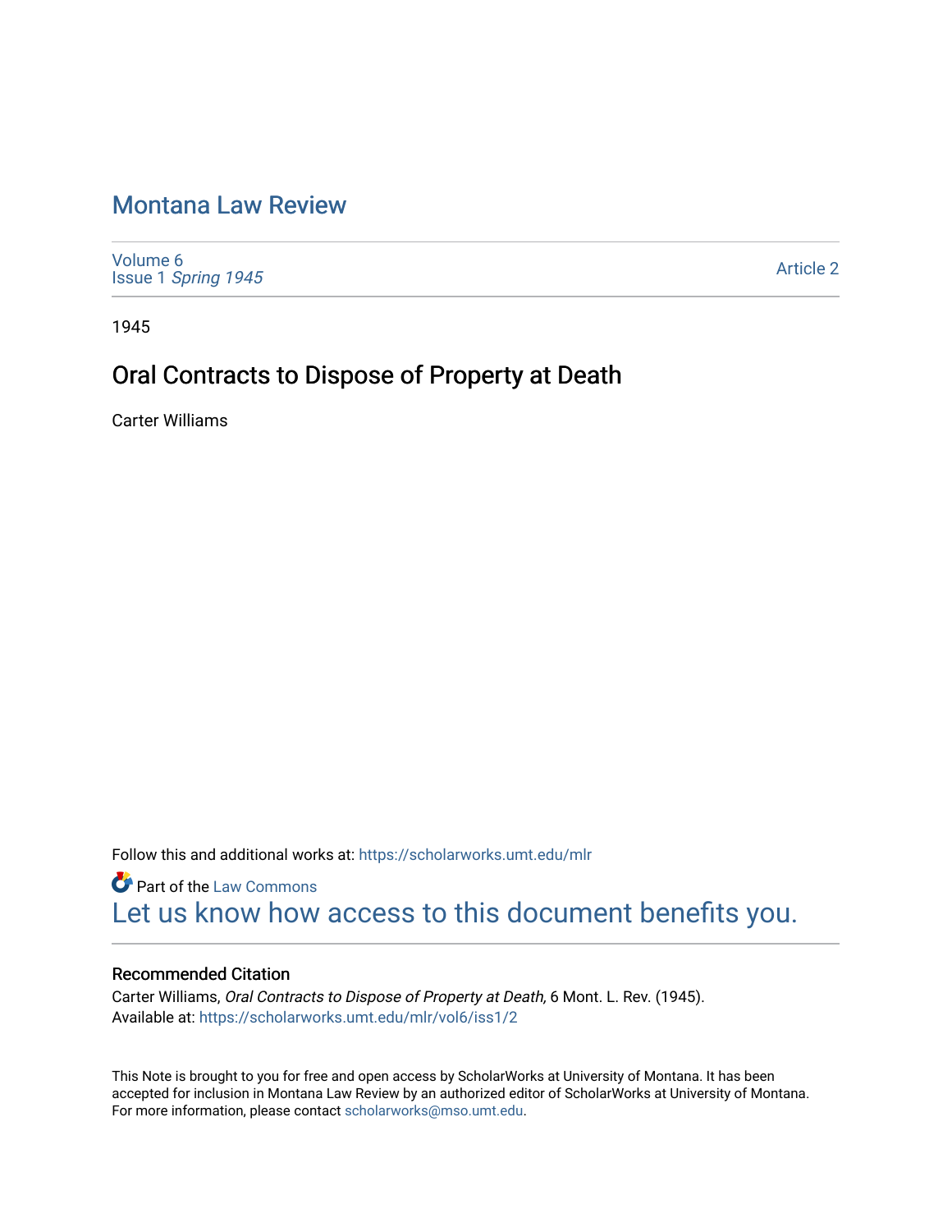# Montana Law Review

Volume 6
Issue 1 *Spring 1945*

Article 2

1945

## Oral Contracts to Dispose of Property at Death

Carter Williams

Follow this and additional works at: https://scholarworks.umt.edu/mlr

Part of the Law Commons

Let us know how access to this document benefits you.

### Recommended Citation

Carter Williams, *Oral Contracts to Dispose of Property at Death,* 6 Mont. L. Rev. (1945).
Available at: https://scholarworks.umt.edu/mlr/vol6/iss1/2

This Note is brought to you for free and open access by ScholarWorks at University of Montana. It has been accepted for inclusion in Montana Law Review by an authorized editor of ScholarWorks at University of Montana. For more information, please contact scholarworks@mso.umt.edu.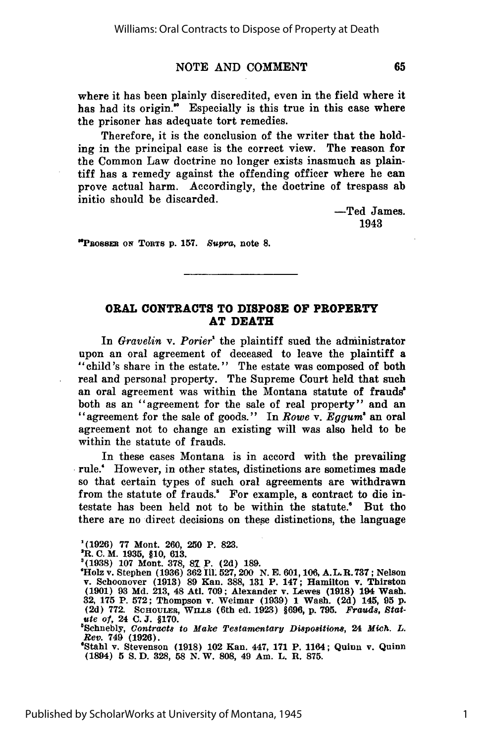where it has been plainly discredited, even in the field where it has had its origin.[30] Especially is this true in this case where the prisoner has adequate tort remedies.

Therefore, it is the conclusion of the writer that the holding in the principal case is the correct view. The reason for the Common Law doctrine no longer exists inasmuch as plaintiff has a remedy against the offending officer where he can prove actual harm. Accordingly, the doctrine of trespass ab initio should be discarded.

—Ted James.
1943

[30]PROSSER ON TORTS p. 157. *Supra*, note 8.

---

## ORAL CONTRACTS TO DISPOSE OF PROPERTY AT DEATH

In *Gravelin* v. *Porier*[1] the plaintiff sued the administrator upon an oral agreement of deceased to leave the plaintiff a "child's share in the estate." The estate was composed of both real and personal property. The Supreme Court held that such an oral agreement was within the Montana statute of frauds[2] both as an "agreement for the sale of real property" and an "agreement for the sale of goods." In *Rowe* v. *Eggum*[3] an oral agreement not to change an existing will was also held to be within the statute of frauds.

In these cases Montana is in accord with the prevailing rule.[4] However, in other states, distinctions are sometimes made so that certain types of such oral agreements are withdrawn from the statute of frauds.[5] For example, a contract to die intestate has been held not to be within the statute.[6] But tho there are no direct decisions on these distinctions, the language

[1](1926) 77 Mont. 260, 250 P. 823.

[2]R. C. M. 1935, §10, 613.

[3](1938) 107 Mont. 378, 87 P. (2d) 189.

[4]Holz v. Stephen (1936) 362 Ill. 527, 200 N. E. 601, 106, A. L. R. 737; Nelson v. Schoonover (1913) 89 Kan. 388, 131 P. 147; Hamilton v. Thirston (1901) 93 Md. 213, 48 Atl. 709; Alexander v. Lewes (1918) 194 Wash. 32, 175 P. 572; Thompson v. Weimar (1939) 1 Wash. (2d) 145, 95 p. (2d) 772. SCHOULER, WILLS (6th ed. 1923) §696, p. 795. *Frauds, Statute of*, 24 C. J. §170.

[5]Schnebly, *Contracts to Make Testamentary Dispositions*, 24 *Mich. L. Rev.* 749 (1926).

[6]Stahl v. Stevenson (1918) 102 Kan. 447, 171 P. 1164; Quinn v. Quinn (1894) 5 S. D. 328, 58 N. W. 808, 49 Am. L. R. 875.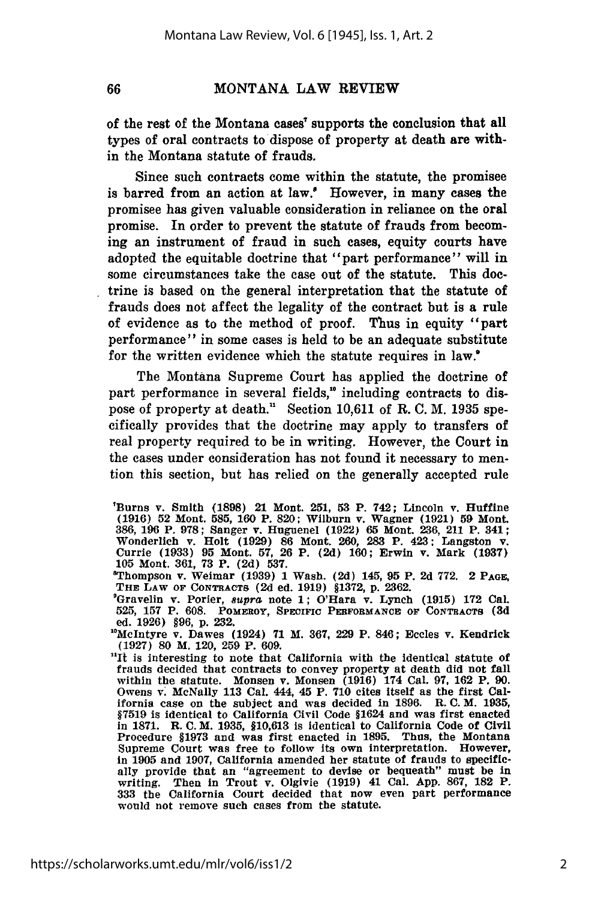of the rest of the Montana cases[7] supports the conclusion that all types of oral contracts to dispose of property at death are within the Montana statute of frauds.

Since such contracts come within the statute, the promisee is barred from an action at law.[8] However, in many cases the promisee has given valuable consideration in reliance on the oral promise. In order to prevent the statute of frauds from becoming an instrument of fraud in such cases, equity courts have adopted the equitable doctrine that "part performance" will in some circumstances take the case out of the statute. This doctrine is based on the general interpretation that the statute of frauds does not affect the legality of the contract but is a rule of evidence as to the method of proof. Thus in equity "part performance" in some cases is held to be an adequate substitute for the written evidence which the statute requires in law.[9]

The Montana Supreme Court has applied the doctrine of part performance in several fields,[10] including contracts to dispose of property at death.[11] Section 10,611 of R. C. M. 1935 specifically provides that the doctrine may apply to transfers of real property required to be in writing. However, the Court in the cases under consideration has not found it necessary to mention this section, but has relied on the generally accepted rule

---

[7]Burns v. Smith (1898) 21 Mont. 251, 53 P. 742; Lincoln v. Huffine (1916) 52 Mont. 585, 160 P. 820; Wilburn v. Wagner (1921) 59 Mont. 386, 196 P. 978; Sanger v. Huguenel (1922) 65 Mont. 236, 211 P. 341; Wonderlich v. Holt (1929) 86 Mont. 260, 283 P. 423; Langston v. Currie (1933) 95 Mont. 57, 26 P. (2d) 160; Erwin v. Mark (1937) 105 Mont. 361, 73 P. (2d) 537.

[8]Thompson v. Weimar (1939) 1 Wash. (2d) 145, 95 P. 2d 772. 2 PAGE, THE LAW OF CONTRACTS (2d ed. 1919) §1372, p. 2362.

[9]Gravelin v. Porier, *supra* note 1; O'Hara v. Lynch (1915) 172 Cal. 525, 157 P. 608. POMEROY, SPECIFIC PERFORMANCE OF CONTRACTS (3d ed. 1926) §96, p. 232.

[10]McIntyre v. Dawes (1924) 71 M. 367, 229 P. 846; Eccles v. Kendrick (1927) 80 M. 120, 259 P. 609.

[11]It is interesting to note that California with the identical statute of frauds decided that contracts to convey property at death did not fall within the statute. Monsen v. Monsen (1916) 174 Cal. 97, 162 P. 90. Owens v. McNally 113 Cal. 444, 45 P. 710 cites itself as the first California case on the subject and was decided in 1896. R. C. M. 1935, §7519 is identical to California Civil Code §1624 and was first enacted in 1871. R. C. M. 1935, §10,613 is identical to California Code of Civil Procedure §1973 and was first enacted in 1895. Thus, the Montana Supreme Court was free to follow its own interpretation. However, in 1905 and 1907, California amended her statute of frauds to specifically provide that an "agreement to devise or bequeath" must be in writing. Then in Trout v. Olgivie (1919) 41 Cal. App. 867, 182 P. 333 the California Court decided that now even part performance would not remove such cases from the statute.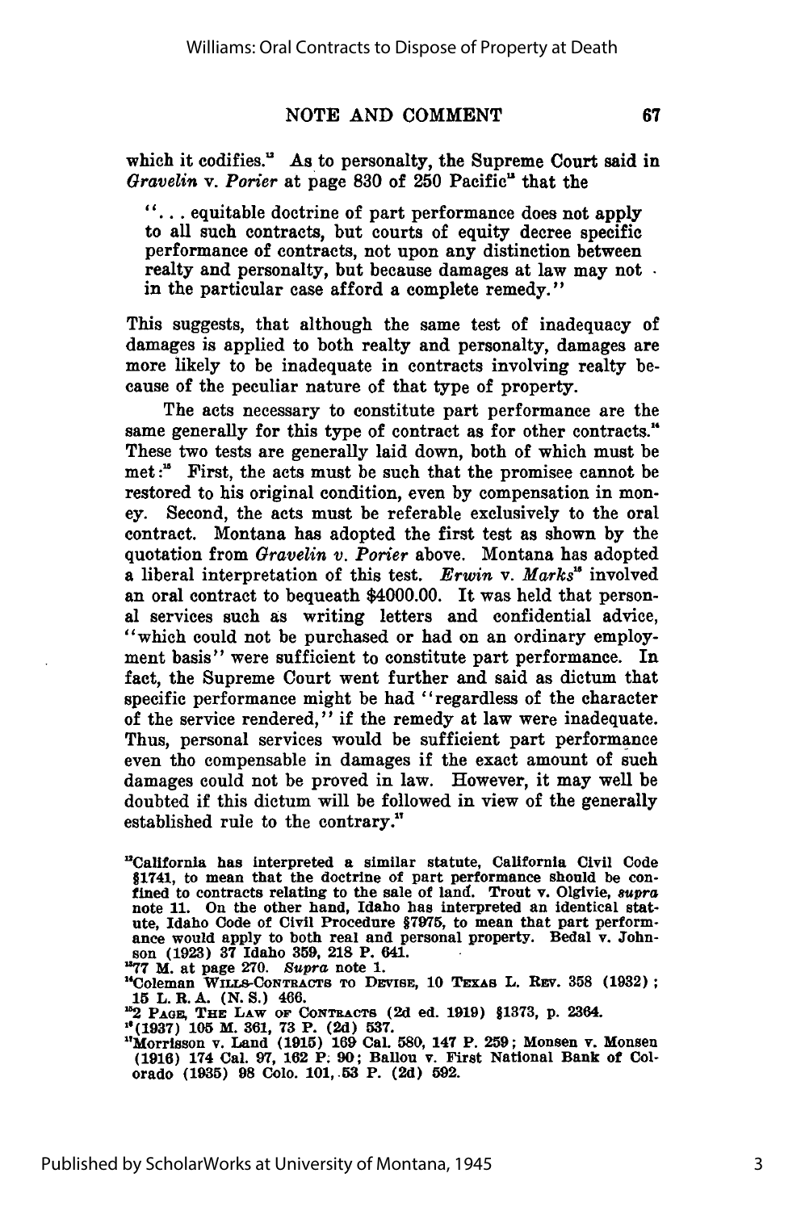which it codifies.[13] As to personalty, the Supreme Court said in *Gravelin* v. *Porier* at page 830 of 250 Pacific[14] that the

> "... equitable doctrine of part performance does not apply to all such contracts, but courts of equity decree specific performance of contracts, not upon any distinction between realty and personalty, but because damages at law may not in the particular case afford a complete remedy."

This suggests, that although the same test of inadequacy of damages is applied to both realty and personalty, damages are more likely to be inadequate in contracts involving realty because of the peculiar nature of that type of property.

The acts necessary to constitute part performance are the same generally for this type of contract as for other contracts.[14] These two tests are generally laid down, both of which must be met:[15] First, the acts must be such that the promisee cannot be restored to his original condition, even by compensation in money. Second, the acts must be referable exclusively to the oral contract. Montana has adopted the first test as shown by the quotation from *Gravelin v. Porier* above. Montana has adopted a liberal interpretation of this test. *Erwin* v. *Marks*[16] involved an oral contract to bequeath $4000.00. It was held that personal services such as writing letters and confidential advice, "which could not be purchased or had on an ordinary employment basis" were sufficient to constitute part performance. In fact, the Supreme Court went further and said as dictum that specific performance might be had "regardless of the character of the service rendered," if the remedy at law were inadequate. Thus, personal services would be sufficient part performance even tho compensable in damages if the exact amount of such damages could not be proved in law. However, it may well be doubted if this dictum will be followed in view of the generally established rule to the contrary.[17]

[12]California has interpreted a similar statute, California Civil Code §1741, to mean that the doctrine of part performance should be confined to contracts relating to the sale of land. Trout v. Olgivie, *supra* note 11. On the other hand, Idaho has interpreted an identical statute, Idaho Code of Civil Procedure §7975, to mean that part performance would apply to both real and personal property. Bedal v. Johnson (1923) 37 Idaho 359, 218 P. 641.

[13]77 M. at page 270. *Supra* note 1.

[14]Coleman WILLS-CONTRACTS TO DEVISE, 10 TEXAS L. REV. 358 (1932); 15 L. R. A. (N. S.) 466.

[15]2 PAGE, THE LAW OF CONTRACTS (2d ed. 1919) §1373, p. 2364.

[16](1937) 105 M. 361, 73 P. (2d) 537.

[17]Morrisson v. Land (1915) 169 Cal. 580, 147 P. 259; Monsen v. Monsen (1916) 174 Cal. 97, 162 P. 90; Ballou v. First National Bank of Colorado (1935) 98 Colo. 101, 53 P. (2d) 592.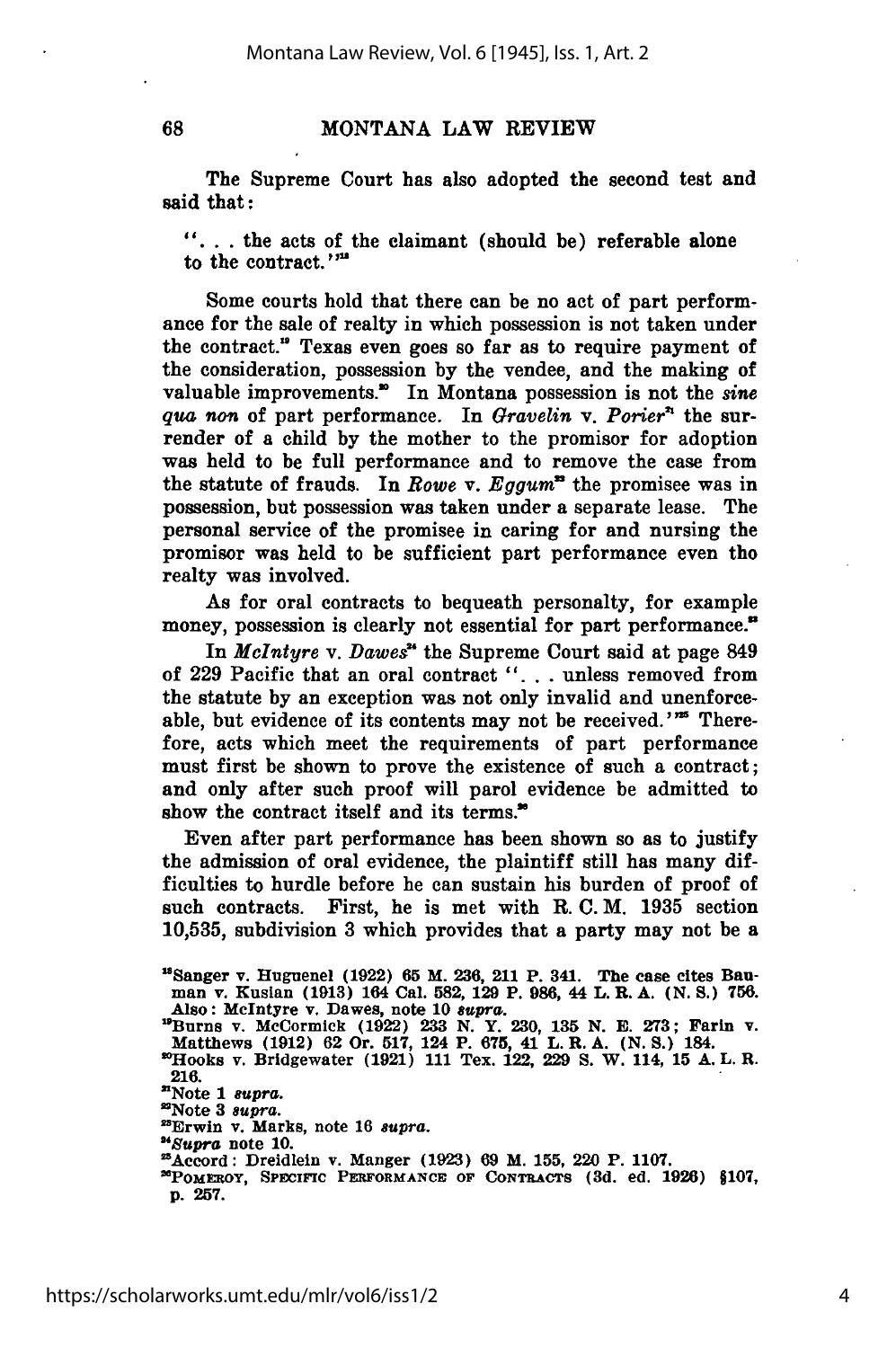The Supreme Court has also adopted the second test and said that:

> ". . . the acts of the claimant (should be) referable alone to the contract."[18]

Some courts hold that there can be no act of part performance for the sale of realty in which possession is not taken under the contract.[19] Texas even goes so far as to require payment of the consideration, possession by the vendee, and the making of valuable improvements.[20] In Montana possession is not the *sine qua non* of part performance. In *Gravelin* v. *Porier*[21] the surrender of a child by the mother to the promisor for adoption was held to be full performance and to remove the case from the statute of frauds. In *Rowe* v. *Eggum*[22] the promisee was in possession, but possession was taken under a separate lease. The personal service of the promisee in caring for and nursing the promisor was held to be sufficient part performance even tho realty was involved.

As for oral contracts to bequeath personalty, for example money, possession is clearly not essential for part performance.[23]

In *McIntyre* v. *Dawes*[24] the Supreme Court said at page 849 of 229 Pacific that an oral contract ". . . unless removed from the statute by an exception was not only invalid and unenforceable, but evidence of its contents may not be received."[25] Therefore, acts which meet the requirements of part performance must first be shown to prove the existence of such a contract; and only after such proof will parol evidence be admitted to show the contract itself and its terms.[26]

Even after part performance has been shown so as to justify the admission of oral evidence, the plaintiff still has many difficulties to hurdle before he can sustain his burden of proof of such contracts. First, he is met with R. C. M. 1935 section 10,535, subdivision 3 which provides that a party may not be a

---

[18] Sanger v. Huguenel (1922) 65 M. 236, 211 P. 341. The case cites Bauman v. Kusian (1913) 164 Cal. 582, 129 P. 986, 44 L. R. A. (N. S.) 756. Also: McIntyre v. Dawes, note 10 *supra*.

[19] Burns v. McCormick (1922) 233 N. Y. 230, 135 N. E. 273; Farin v. Matthews (1912) 62 Or. 517, 124 P. 675, 41 L. R. A. (N. S.) 184.

[20] Hooks v. Bridgewater (1921) 111 Tex. 122, 229 S. W. 114, 15 A. L. R. 216.

[21] Note 1 *supra*.

[22] Note 3 *supra*.

[23] Erwin v. Marks, note 16 *supra*.

[24] *Supra* note 10.

[25] Accord: Dreidlein v. Manger (1923) 69 M. 155, 220 P. 1107.

[26] POMEROY, SPECIFIC PERFORMANCE OF CONTRACTS (3d. ed. 1926) §107, p. 257.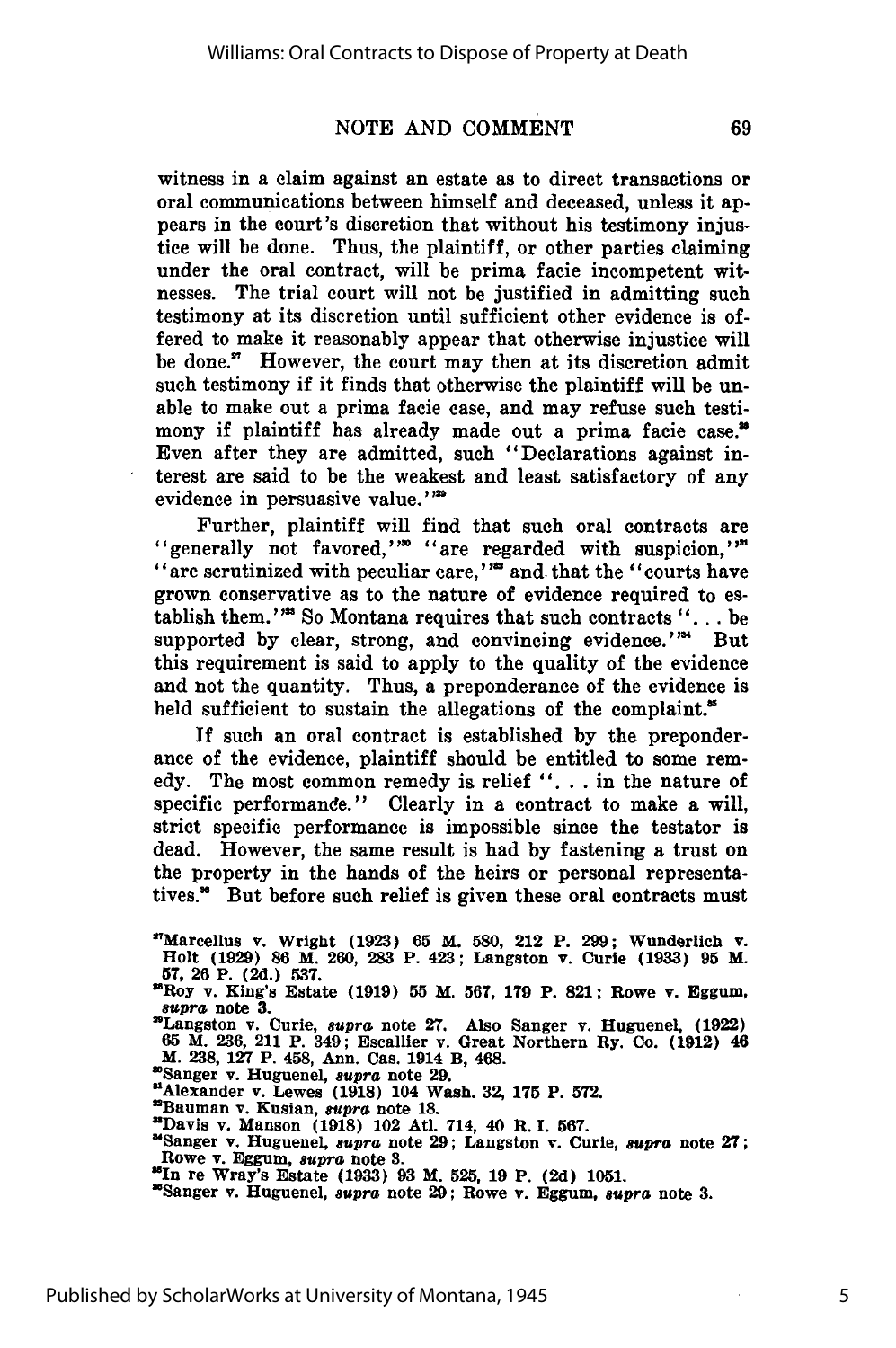witness in a claim against an estate as to direct transactions or oral communications between himself and deceased, unless it appears in the court's discretion that without his testimony injustice will be done. Thus, the plaintiff, or other parties claiming under the oral contract, will be prima facie incompetent witnesses. The trial court will not be justified in admitting such testimony at its discretion until sufficient other evidence is offered to make it reasonably appear that otherwise injustice will be done.[27] However, the court may then at its discretion admit such testimony if it finds that otherwise the plaintiff will be unable to make out a prima facie case, and may refuse such testimony if plaintiff has already made out a prima facie case.[28] Even after they are admitted, such "Declarations against interest are said to be the weakest and least satisfactory of any evidence in persuasive value."[29]

Further, plaintiff will find that such oral contracts are "generally not favored,"[30] "are regarded with suspicion,"[31] "are scrutinized with peculiar care,"[32] and that the "courts have grown conservative as to the nature of evidence required to establish them."[33] So Montana requires that such contracts ". . . be supported by clear, strong, and convincing evidence."[34] But this requirement is said to apply to the quality of the evidence and not the quantity. Thus, a preponderance of the evidence is held sufficient to sustain the allegations of the complaint.[35]

If such an oral contract is established by the preponderance of the evidence, plaintiff should be entitled to some remedy. The most common remedy is relief ". . . in the nature of specific performance." Clearly in a contract to make a will, strict specific performance is impossible since the testator is dead. However, the same result is had by fastening a trust on the property in the hands of the heirs or personal representatives.[36] But before such relief is given these oral contracts must

[27]Marcellus v. Wright (1923) 65 M. 580, 212 P. 299; Wunderlich v. Holt (1929) 86 M. 260, 283 P. 423; Langston v. Curie (1933) 95 M. 57, 26 P. (2d.) 537.

[28]Roy v. King's Estate (1919) 55 M. 567, 179 P. 821; Rowe v. Eggum, *supra* note 3.

[29]Langston v. Curie, *supra* note 27. Also Sanger v. Huguenel, (1922) 65 M. 236, 211 P. 349; Escallier v. Great Northern Ry. Co. (1912) 46 M. 238, 127 P. 458, Ann. Cas. 1914 B, 468.

[30]Sanger v. Huguenel, *supra* note 29.

[31]Alexander v. Lewes (1918) 104 Wash. 32, 175 P. 572.

[32]Bauman v. Kusian, *supra* note 18.

[33]Davis v. Manson (1918) 102 Atl. 714, 40 R. I. 567.

[34]Sanger v. Huguenel, *supra* note 29; Langston v. Curie, *supra* note 27; Rowe v. Eggum, *supra* note 3.

[35]In re Wray's Estate (1933) 93 M. 525, 19 P. (2d) 1051.

[36]Sanger v. Huguenel, *supra* note 29; Rowe v. Eggum, *supra* note 3.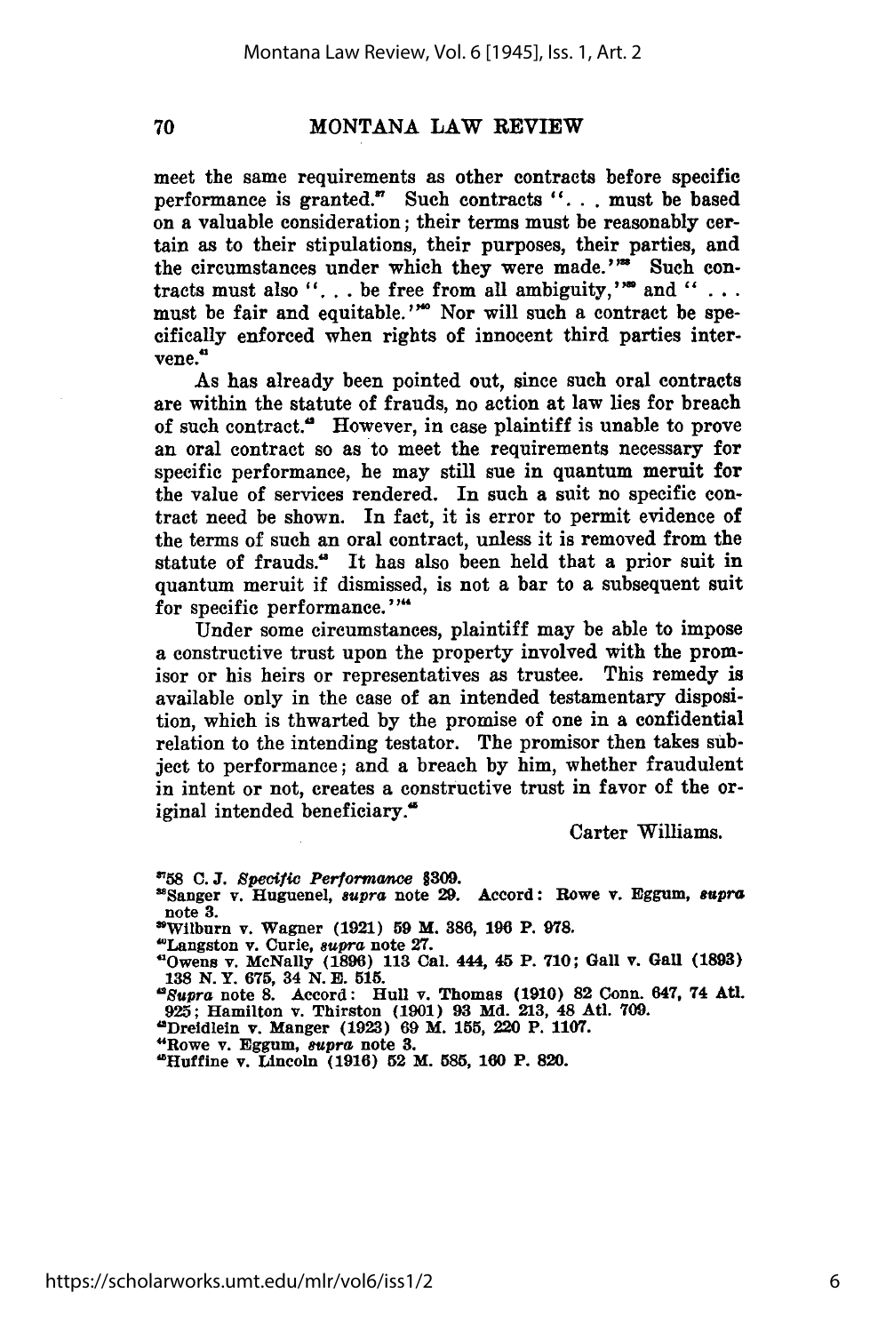meet the same requirements as other contracts before specific performance is granted.[37] Such contracts ". . . must be based on a valuable consideration; their terms must be reasonably certain as to their stipulations, their purposes, their parties, and the circumstances under which they were made."[38] Such contracts must also ". . . be free from all ambiguity,"[39] and " . . . must be fair and equitable."[40] Nor will such a contract be specifically enforced when rights of innocent third parties intervene.[41]

As has already been pointed out, since such oral contracts are within the statute of frauds, no action at law lies for breach of such contract.[42] However, in case plaintiff is unable to prove an oral contract so as to meet the requirements necessary for specific performance, he may still sue in quantum meruit for the value of services rendered. In such a suit no specific contract need be shown. In fact, it is error to permit evidence of the terms of such an oral contract, unless it is removed from the statute of frauds.[43] It has also been held that a prior suit in quantum meruit if dismissed, is not a bar to a subsequent suit for specific performance."[44]

Under some circumstances, plaintiff may be able to impose a constructive trust upon the property involved with the promisor or his heirs or representatives as trustee. This remedy is available only in the case of an intended testamentary disposition, which is thwarted by the promise of one in a confidential relation to the intending testator. The promisor then takes subject to performance; and a breach by him, whether fraudulent in intent or not, creates a constructive trust in favor of the original intended beneficiary.[45]

Carter Williams.

[37]58 C. J. *Specific Performance* §309.

[38]Sanger v. Huguenel, *supra* note 29. Accord: Rowe v. Eggum, *supra* note 3.

[39]Wilburn v. Wagner (1921) 59 M. 386, 196 P. 978.

[40]Langston v. Curie, *supra* note 27.

[41]Owens v. McNally (1896) 113 Cal. 444, 45 P. 710; Gall v. Gall (1893) 138 N. Y. 675, 34 N. E. 515.

[42]*Supra* note 8. Accord: Hull v. Thomas (1910) 82 Conn. 647, 74 Atl. 925; Hamilton v. Thirston (1901) 93 Md. 213, 48 Atl. 709.

[43]Dreidlein v. Manger (1923) 69 M. 155, 220 P. 1107.

[44]Rowe v. Eggum, *supra* note 3.

[45]Huffine v. Lincoln (1916) 52 M. 585, 160 P. 820.